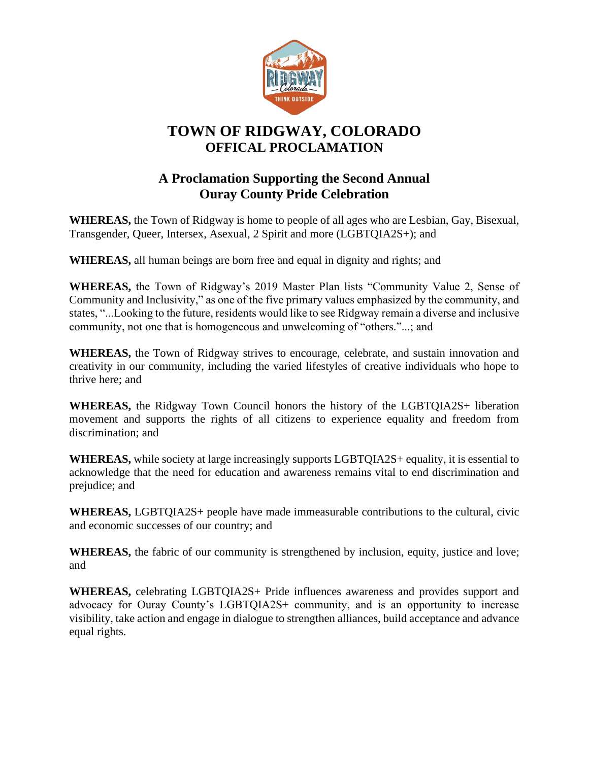# TOWN OF RIDGWAY, COLORADO
## OFFICAL PROCLAMATION

### A Proclamation Supporting the Second Annual Ouray County Pride Celebration

**WHEREAS,** the Town of Ridgway is home to people of all ages who are Lesbian, Gay, Bisexual, Transgender, Queer, Intersex, Asexual, 2 Spirit and more (LGBTQIA2S+); and

**WHEREAS,** all human beings are born free and equal in dignity and rights; and

**WHEREAS,** the Town of Ridgway's 2019 Master Plan lists "Community Value 2, Sense of Community and Inclusivity," as one of the five primary values emphasized by the community, and states, "...Looking to the future, residents would like to see Ridgway remain a diverse and inclusive community, not one that is homogeneous and unwelcoming of "others."...; and

**WHEREAS,** the Town of Ridgway strives to encourage, celebrate, and sustain innovation and creativity in our community, including the varied lifestyles of creative individuals who hope to thrive here; and

**WHEREAS,** the Ridgway Town Council honors the history of the LGBTQIA2S+ liberation movement and supports the rights of all citizens to experience equality and freedom from discrimination; and

**WHEREAS,** while society at large increasingly supports LGBTQIA2S+ equality, it is essential to acknowledge that the need for education and awareness remains vital to end discrimination and prejudice; and

**WHEREAS,** LGBTQIA2S+ people have made immeasurable contributions to the cultural, civic and economic successes of our country; and

**WHEREAS,** the fabric of our community is strengthened by inclusion, equity, justice and love; and

**WHEREAS,** celebrating LGBTQIA2S+ Pride influences awareness and provides support and advocacy for Ouray County's LGBTQIA2S+ community, and is an opportunity to increase visibility, take action and engage in dialogue to strengthen alliances, build acceptance and advance equal rights.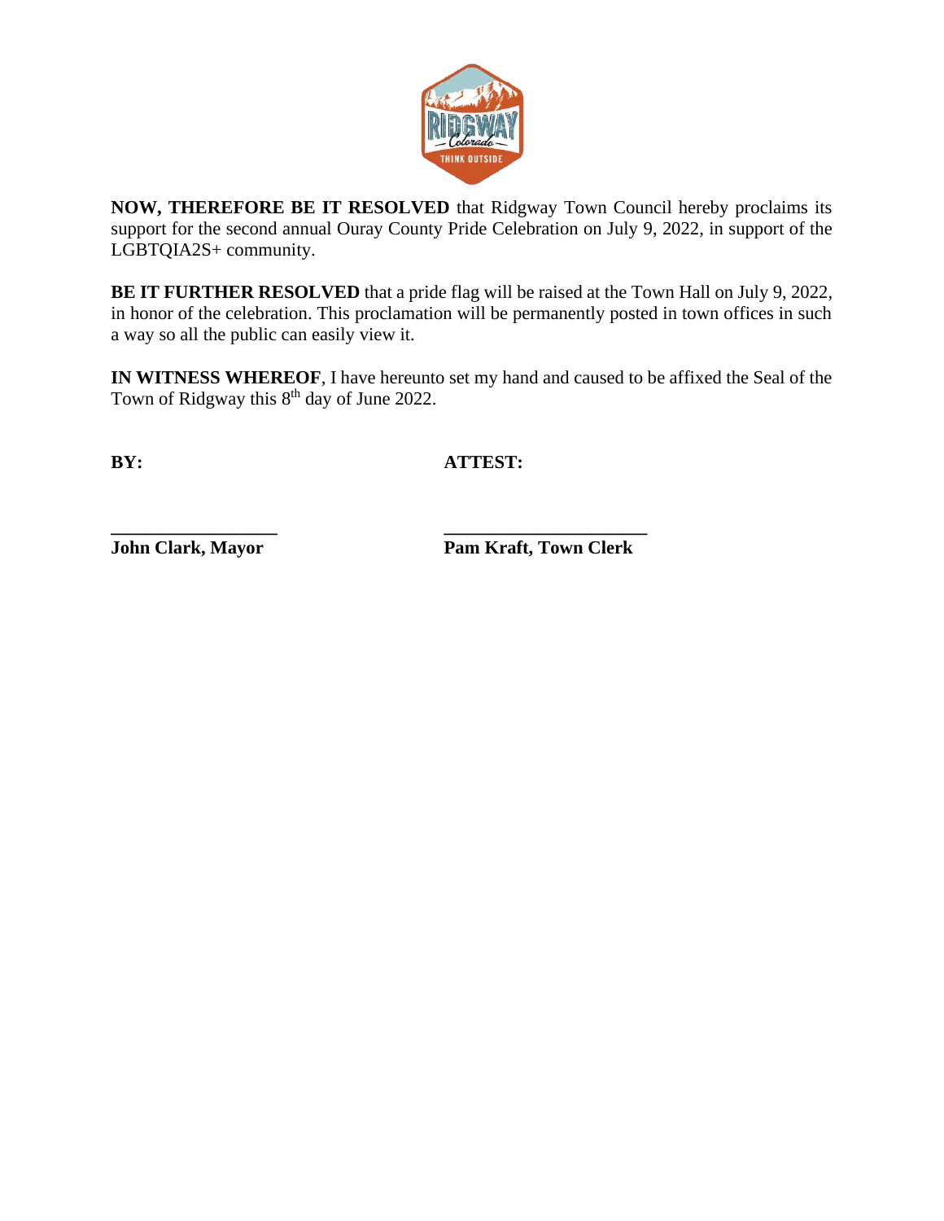**NOW, THEREFORE BE IT RESOLVED** that Ridgway Town Council hereby proclaims its support for the second annual Ouray County Pride Celebration on July 9, 2022, in support of the LGBTQIA2S+ community.

**BE IT FURTHER RESOLVED** that a pride flag will be raised at the Town Hall on July 9, 2022, in honor of the celebration. This proclamation will be permanently posted in town offices in such a way so all the public can easily view it.

**IN WITNESS WHEREOF**, I have hereunto set my hand and caused to be affixed the Seal of the Town of Ridgway this 8th day of June 2022.

**BY:** **ATTEST:**

_________________ _____________________

**John Clark, Mayor** **Pam Kraft, Town Clerk**